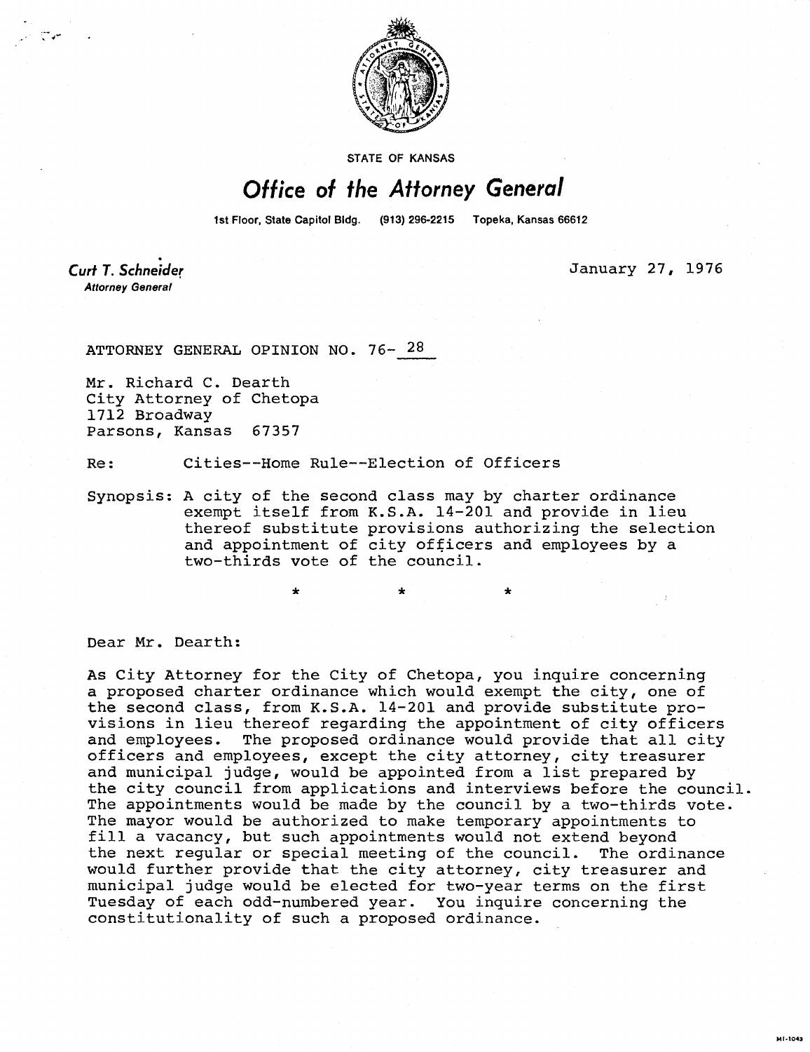STATE OF KANSAS

# Office of the Attorney General

1st Floor, State Capitol Bldg. (913) 296-2215 Topeka, Kansas 66612

**Curt T. Schneider**
*Attorney General*

January 27, 1976

ATTORNEY GENERAL OPINION NO. 76- 28

Mr. Richard C. Dearth
City Attorney of Chetopa
1712 Broadway
Parsons, Kansas 67357

Re: Cities--Home Rule--Election of Officers

Synopsis: A city of the second class may by charter ordinance exempt itself from K.S.A. 14-201 and provide in lieu thereof substitute provisions authorizing the selection and appointment of city officers and employees by a two-thirds vote of the council.

\* \* \*

Dear Mr. Dearth:

As City Attorney for the City of Chetopa, you inquire concerning a proposed charter ordinance which would exempt the city, one of the second class, from K.S.A. 14-201 and provide substitute provisions in lieu thereof regarding the appointment of city officers and employees. The proposed ordinance would provide that all city officers and employees, except the city attorney, city treasurer and municipal judge, would be appointed from a list prepared by the city council from applications and interviews before the council. The appointments would be made by the council by a two-thirds vote. The mayor would be authorized to make temporary appointments to fill a vacancy, but such appointments would not extend beyond the next regular or special meeting of the council. The ordinance would further provide that the city attorney, city treasurer and municipal judge would be elected for two-year terms on the first Tuesday of each odd-numbered year. You inquire concerning the constitutionality of such a proposed ordinance.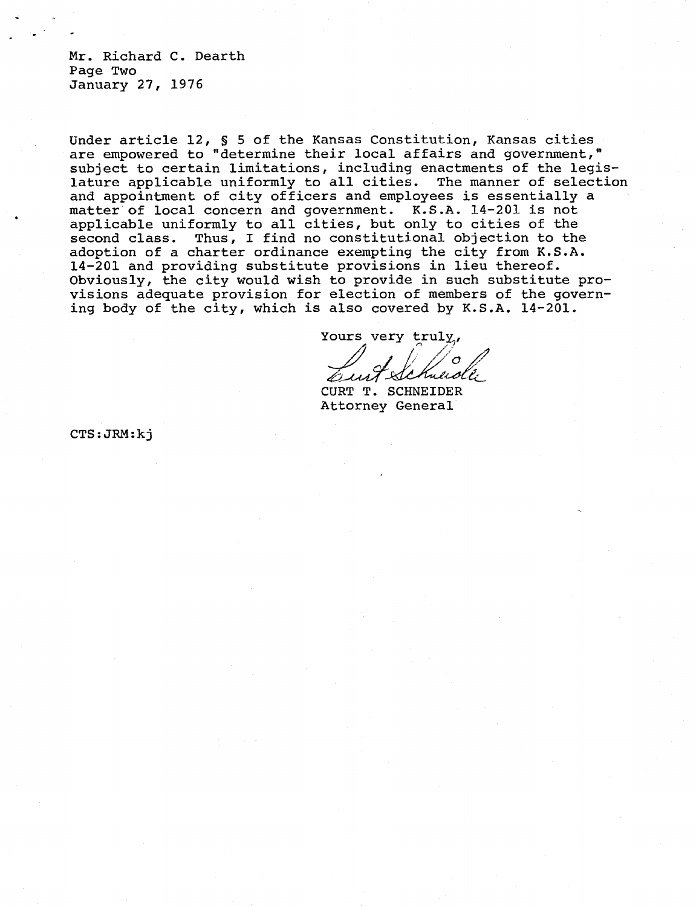Mr. Richard C. Dearth
Page Two
January 27, 1976

Under article 12, § 5 of the Kansas Constitution, Kansas cities are empowered to "determine their local affairs and government," subject to certain limitations, including enactments of the legislature applicable uniformly to all cities. The manner of selection and appointment of city officers and employees is essentially a matter of local concern and government. K.S.A. 14-201 is not applicable uniformly to all cities, but only to cities of the second class. Thus, I find no constitutional objection to the adoption of a charter ordinance exempting the city from K.S.A. 14-201 and providing substitute provisions in lieu thereof. Obviously, the city would wish to provide in such substitute provisions adequate provision for election of members of the governing body of the city, which is also covered by K.S.A. 14-201.

Yours very truly,

CURT T. SCHNEIDER
Attorney General

CTS:JRM:kj